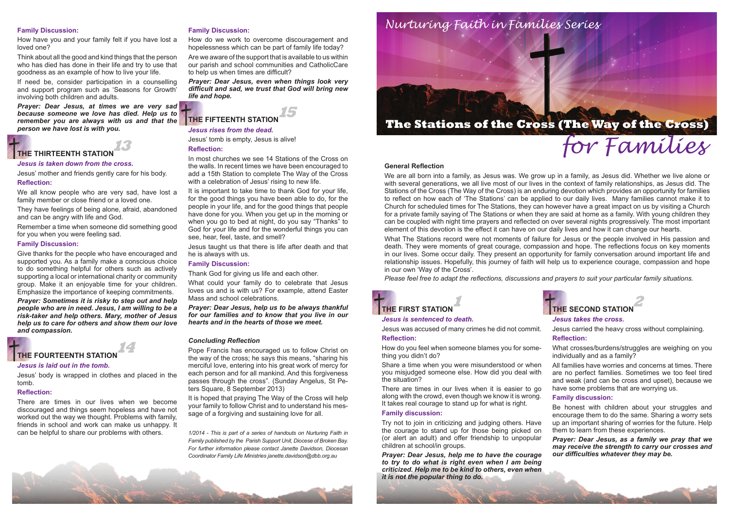# Nurturing Faith in Families Series

# The Stations of the Cross (The Way of the Cross) for Families

### General Reflection

We are all born into a family, as Jesus was. We grow up in a family, as Jesus did. Whether we live alone or with several generations, we all live most of our lives in the context of family relationships, as Jesus did. The Stations of the Cross (The Way of the Cross) is an enduring devotion which provides an opportunity for families to reflect on how each of 'The Stations' can be applied to our daily lives. Many families cannot make it to Church for scheduled times for The Stations, they can however have a great impact on us by visiting a Church for a private family saying of The Stations or when they are said at home as a family. With young children they can be coupled with night time prayers and reflected on over several nights progressively. The most important element of this devotion is the effect it can have on our daily lives and how it can change our hearts.

What The Stations record were not moments of failure for Jesus or the people involved in His passion and death. They were moments of great courage, compassion and hope. The reflections focus on key moments in our lives. Some occur daily. They present an opportunity for family conversation around important life and relationship issues. Hopefully, this journey of faith will help us to experience courage, compassion and hope in our own 'Way of the Cross'.

*Please feel free to adapt the reflections, discussions and prayers to suit your particular family situations.*

## THE FIRST STATION 1

***Jesus is sentenced to death.***

Jesus was accused of many crimes he did not commit.

### Reflection:

How do you feel when someone blames you for something you didn't do?

Share a time when you were misunderstood or when you misjudged someone else. How did you deal with the situation?

There are times in our lives when it is easier to go along with the crowd, even though we know it is wrong. It takes real courage to stand up for what is right.

### Family discussion:

Try not to join in criticizing and judging others. Have the courage to stand up for those being picked on (or alert an adult) and offer friendship to unpopular children at school/in groups.

***Prayer: Dear Jesus, help me to have the courage to try to do what is right even when I am being criticized. Help me to be kind to others, even when it is not the popular thing to do.***

## THE SECOND STATION 2

***Jesus takes the cross.***

Jesus carried the heavy cross without complaining.

### Reflection:

What crosses/burdens/struggles are weighing on you individually and as a family?

All families have worries and concerns at times. There are no perfect families. Sometimes we too feel tired and weak (and can be cross and upset), because we have some problems that are worrying us.

### Family discussion:

Be honest with children about your struggles and encourage them to do the same. Sharing a worry sets up an important sharing of worries for the future. Help them to learn from these experiences.

***Prayer: Dear Jesus, as a family we pray that we may receive the strength to carry our crosses and our difficulties whatever they may be.***

### Family Discussion:

How have you and your family felt if you have lost a loved one?

Think about all the good and kind things that the person who has died has done in their life and try to use that goodness as an example of how to live your life.

If need be, consider participation in a counselling and support program such as 'Seasons for Growth' involving both children and adults.

***Prayer: Dear Jesus, at times we are very sad because someone we love has died. Help us to remember you are always with us and that the person we have lost is with you.***

## THE THIRTEENTH STATION 13

***Jesus is taken down from the cross.***

Jesus' mother and friends gently care for his body.

### Reflection:

We all know people who are very sad, have lost a family member or close friend or a loved one.

They have feelings of being alone, afraid, abandoned and can be angry with life and God.

Remember a time when someone did something good for you when you were feeling sad.

### Family Discussion:

Give thanks for the people who have encouraged and supported you. As a family make a conscious choice to do something helpful for others such as actively supporting a local or international charity or community group. Make it an enjoyable time for your children. Emphasize the importance of keeping commitments.

***Prayer: Sometimes it is risky to step out and help people who are in need. Jesus, I am willing to be a risk-taker and help others. Mary, mother of Jesus help us to care for others and show them our love and compassion.***

## THE FOURTEENTH STATION 14

***Jesus is laid out in the tomb.***

Jesus' body is wrapped in clothes and placed in the tomb.

### Reflection:

There are times in our lives when we become discouraged and things seem hopeless and have not worked out the way we thought. Problems with family, friends in school and work can make us unhappy. It can be helpful to share our problems with others.

### Family Discussion:

How do we work to overcome discouragement and hopelessness which can be part of family life today?

Are we aware of the support that is available to us within our parish and school communities and CatholicCare to help us when times are difficult?

***Prayer: Dear Jesus, even when things look very difficult and sad, we trust that God will bring new life and hope.***

## THE FIFTEENTH STATION 15

***Jesus rises from the dead.***

Jesus' tomb is empty, Jesus is alive!

### Reflection:

In most churches we see 14 Stations of the Cross on the walls. In recent times we have been encouraged to add a 15th Station to complete The Way of the Cross with a celebration of Jesus' rising to new life.

It is important to take time to thank God for your life, for the good things you have been able to do, for the people in your life, and for the good things that people have done for you. When you get up in the morning or when you go to bed at night, do you say "Thanks" to God for your life and for the wonderful things you can see, hear, feel, taste, and smell?

Jesus taught us that there is life after death and that he is always with us.

### Family Discussion:

Thank God for giving us life and each other.

What could your family do to celebrate that Jesus loves us and is with us? For example, attend Easter Mass and school celebrations.

***Prayer: Dear Jesus, help us to be always thankful for our families and to know that you live in our hearts and in the hearts of those we meet.***

### *Concluding Reflection*

Pope Francis has encouraged us to follow Christ on the way of the cross; he says this means, "sharing his merciful love, entering into his great work of mercy for each person and for all mankind. And this forgiveness passes through the cross". (Sunday Angelus, St Peters Square, 8 September 2013)

It is hoped that praying The Way of the Cross will help your family to follow Christ and to understand his message of a forgiving and sustaining love for all.

*1/2014 - This is part of a series of handouts on Nurturing Faith in Family published by the Parish Support Unit, Diocese of Broken Bay. For further information please contact Janette Davidson, Diocesan Coordinator Family Life Ministries janette.davidson@dbb.org.au*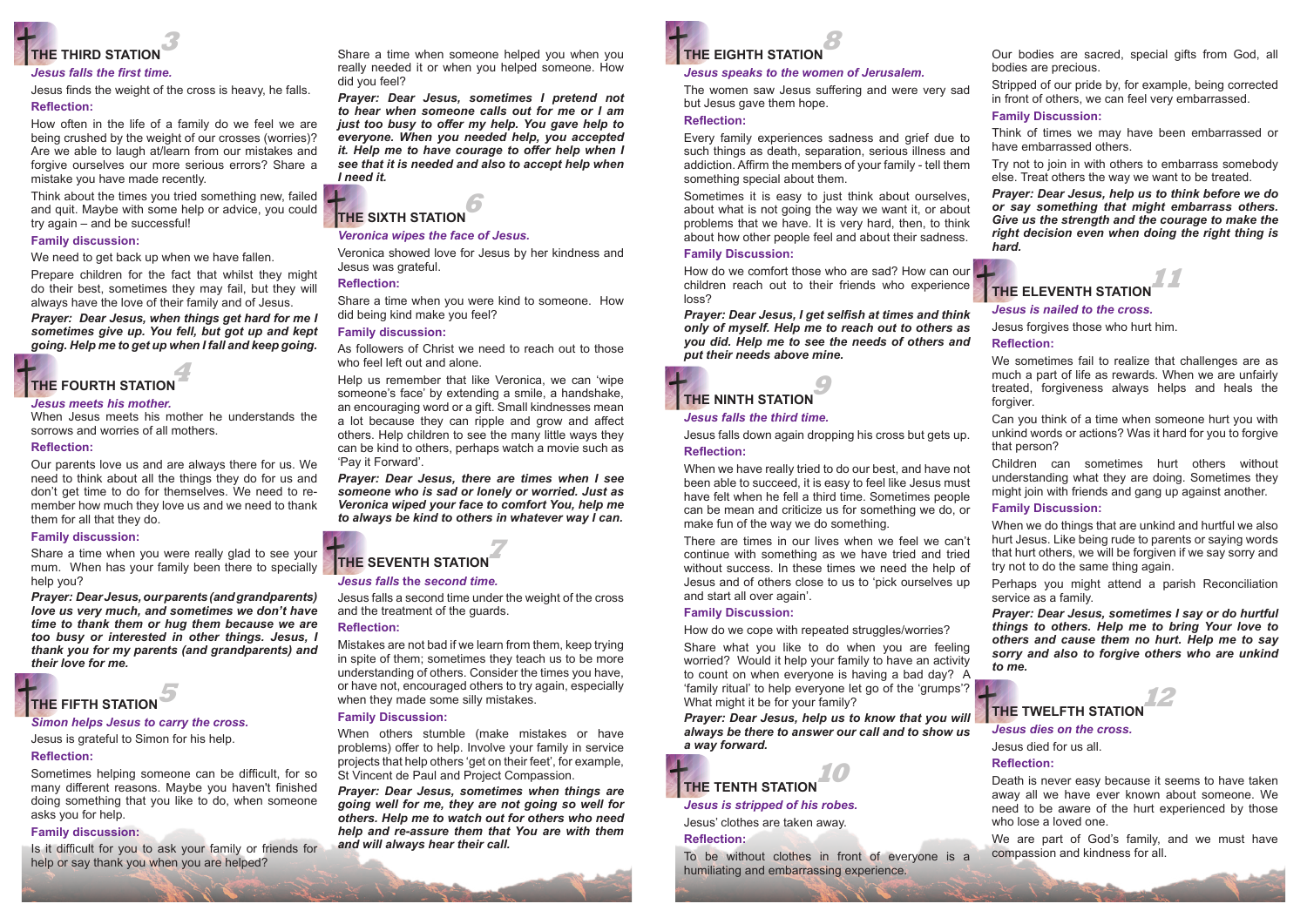## THE THIRD STATION 3

*Jesus falls the first time.*

Jesus finds the weight of the cross is heavy, he falls.

**Reflection:**

How often in the life of a family do we feel we are being crushed by the weight of our crosses (worries)? Are we able to laugh at/learn from our mistakes and forgive ourselves our more serious errors? Share a mistake you have made recently.

Think about the times you tried something new, failed and quit. Maybe with some help or advice, you could try again – and be successful!

**Family discussion:**

We need to get back up when we have fallen.

Prepare children for the fact that whilst they might do their best, sometimes they may fail, but they will always have the love of their family and of Jesus.

***Prayer: Dear Jesus, when things get hard for me I sometimes give up. You fell, but got up and kept going. Help me to get up when I fall and keep going.***

## THE FOURTH STATION 4

*Jesus meets his mother.*

When Jesus meets his mother he understands the sorrows and worries of all mothers.

**Reflection:**

Our parents love us and are always there for us. We need to think about all the things they do for us and don't get time to do for themselves. We need to re-member how much they love us and we need to thank them for all that they do.

**Family discussion:**

Share a time when you were really glad to see your mum. When has your family been there to specially help you?

***Prayer: Dear Jesus, our parents (and grandparents) love us very much, and sometimes we don't have time to thank them or hug them because we are too busy or interested in other things. Jesus, I thank you for my parents (and grandparents) and their love for me.***

## THE FIFTH STATION 5

*Simon helps Jesus to carry the cross.*

Jesus is grateful to Simon for his help.

**Reflection:**

Sometimes helping someone can be difficult, for so many different reasons. Maybe you haven't finished doing something that you like to do, when someone asks you for help.

**Family discussion:**

Is it difficult for you to ask your family or friends for help or say thank you when you are helped?

Share a time when someone helped you when you really needed it or when you helped someone. How did you feel?

***Prayer: Dear Jesus, sometimes I pretend not to hear when someone calls out for me or I am just too busy to offer my help. You gave help to everyone. When you needed help, you accepted it. Help me to have courage to offer help when I see that it is needed and also to accept help when I need it.***

## THE SIXTH STATION 6

*Veronica wipes the face of Jesus.*

Veronica showed love for Jesus by her kindness and Jesus was grateful.

**Reflection:**

Share a time when you were kind to someone. How did being kind make you feel?

**Family discussion:**

As followers of Christ we need to reach out to those who feel left out and alone.

Help us remember that like Veronica, we can 'wipe someone's face' by extending a smile, a handshake, an encouraging word or a gift. Small kindnesses mean a lot because they can ripple and grow and affect others. Help children to see the many little ways they can be kind to others, perhaps watch a movie such as 'Pay it Forward'.

***Prayer: Dear Jesus, there are times when I see someone who is sad or lonely or worried. Just as Veronica wiped your face to comfort You, help me to always be kind to others in whatever way I can.***

## THE SEVENTH STATION 7

*Jesus falls the second time.*

Jesus falls a second time under the weight of the cross and the treatment of the guards.

**Reflection:**

Mistakes are not bad if we learn from them, keep trying in spite of them; sometimes they teach us to be more understanding of others. Consider the times you have, or have not, encouraged others to try again, especially when they made some silly mistakes.

**Family Discussion:**

When others stumble (make mistakes or have problems) offer to help. Involve your family in service projects that help others 'get on their feet', for example, St Vincent de Paul and Project Compassion.

***Prayer: Dear Jesus, sometimes when things are going well for me, they are not going so well for others. Help me to watch out for others who need help and re-assure them that You are with them and will always hear their call.***

## THE EIGHTH STATION 8

*Jesus speaks to the women of Jerusalem.*

The women saw Jesus suffering and were very sad but Jesus gave them hope.

**Reflection:**

Every family experiences sadness and grief due to such things as death, separation, serious illness and addiction. Affirm the members of your family - tell them something special about them.

Sometimes it is easy to just think about ourselves, about what is not going the way we want it, or about problems that we have. It is very hard, then, to think about how other people feel and about their sadness.

**Family Discussion:**

How do we comfort those who are sad? How can our children reach out to their friends who experience loss?

***Prayer: Dear Jesus, I get selfish at times and think only of myself. Help me to reach out to others as you did. Help me to see the needs of others and put their needs above mine.***

## THE NINTH STATION 9

*Jesus falls the third time.*

Jesus falls down again dropping his cross but gets up.

**Reflection:**

When we have really tried to do our best, and have not been able to succeed, it is easy to feel like Jesus must have felt when he fell a third time. Sometimes people can be mean and criticize us for something we do, or make fun of the way we do something.

There are times in our lives when we feel we can't continue with something as we have tried and tried without success. In these times we need the help of Jesus and of others close to us to 'pick ourselves up and start all over again'.

**Family Discussion:**

How do we cope with repeated struggles/worries?

Share what you like to do when you are feeling worried? Would it help your family to have an activity to count on when everyone is having a bad day? A 'family ritual' to help everyone let go of the 'grumps'? What might it be for your family?

***Prayer: Dear Jesus, help us to know that you will always be there to answer our call and to show us a way forward.***

## THE TENTH STATION 10

*Jesus is stripped of his robes.*

Jesus' clothes are taken away.

**Reflection:**

To be without clothes in front of everyone is a humiliating and embarrassing experience.

Our bodies are sacred, special gifts from God, all bodies are precious.

Stripped of our pride by, for example, being corrected in front of others, we can feel very embarrassed.

**Family Discussion:**

Think of times we may have been embarrassed or have embarrassed others.

Try not to join in with others to embarrass somebody else. Treat others the way we want to be treated.

***Prayer: Dear Jesus, help us to think before we do or say something that might embarrass others. Give us the strength and the courage to make the right decision even when doing the right thing is hard.***

## THE ELEVENTH STATION 11

*Jesus is nailed to the cross.*

Jesus forgives those who hurt him.

**Reflection:**

We sometimes fail to realize that challenges are as much a part of life as rewards. When we are unfairly treated, forgiveness always helps and heals the forgiver.

Can you think of a time when someone hurt you with unkind words or actions? Was it hard for you to forgive that person?

Children can sometimes hurt others without understanding what they are doing. Sometimes they might join with friends and gang up against another.

**Family Discussion:**

When we do things that are unkind and hurtful we also hurt Jesus. Like being rude to parents or saying words that hurt others, we will be forgiven if we say sorry and try not to do the same thing again.

Perhaps you might attend a parish Reconciliation service as a family.

***Prayer: Dear Jesus, sometimes I say or do hurtful things to others. Help me to bring Your love to others and cause them no hurt. Help me to say sorry and also to forgive others who are unkind to me.***

## THE TWELFTH STATION 12

*Jesus dies on the cross.*

Jesus died for us all.

**Reflection:**

Death is never easy because it seems to have taken away all we have ever known about someone. We need to be aware of the hurt experienced by those who lose a loved one.

We are part of God's family, and we must have compassion and kindness for all.